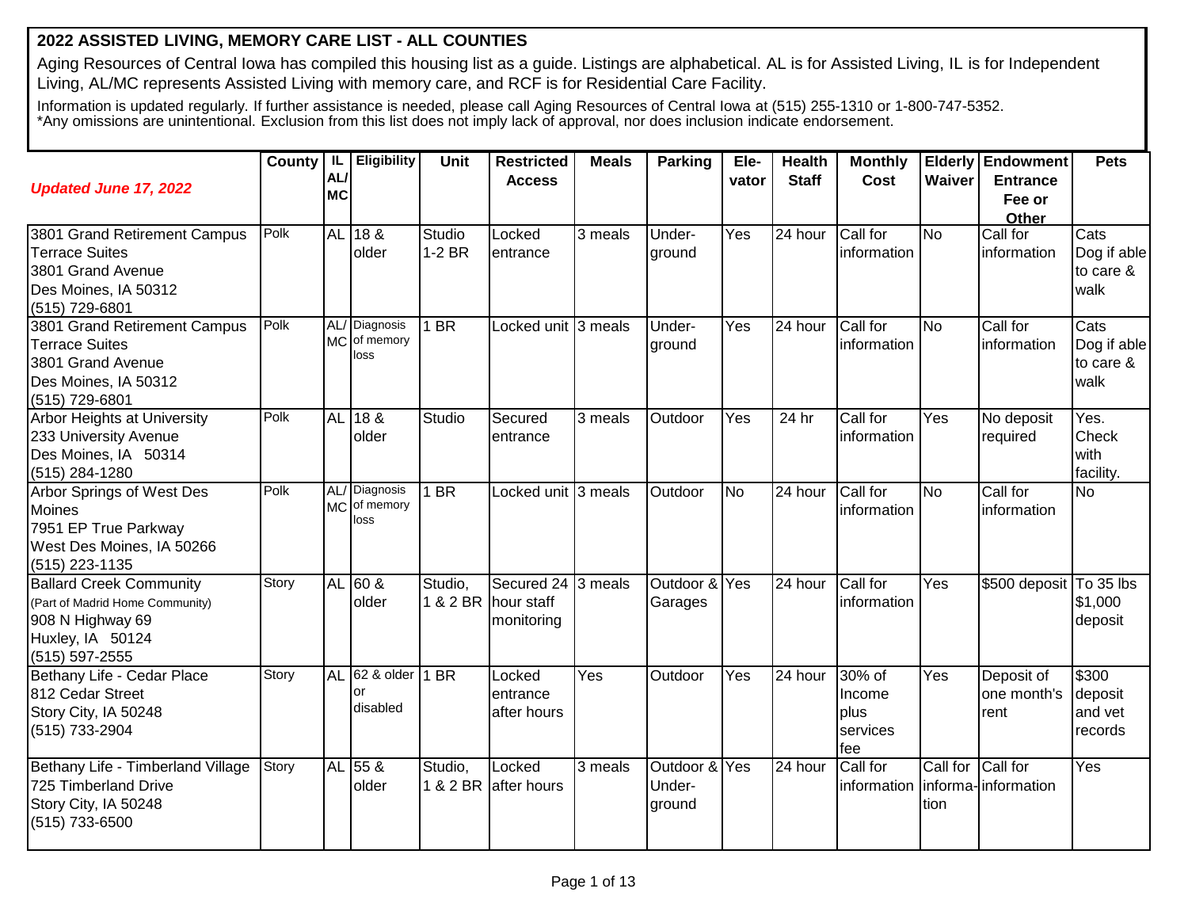## 2022 ASSISTED LIVING, MEMORY CARE LIST - ALL COUNTIES

Aging Resources of Central Iowa has compiled this housing list as a guide. Listings are alphabetical. AL is for Assisted Living, IL is for Independent Living, AL/MC represents Assisted Living with memory care, and RCF is for Residential Care Facility.

Information is updated regularly. If further assistance is needed, please call Aging Resources of Central Iowa at (515) 255-1310 or 1-800-747-5352.
*Any omissions are unintentional. Exclusion from this list does not imply lack of approval, nor does inclusion indicate endorsement.

| ***Updated June 17, 2022*** | County | IL AL/ MC | Eligibility | Unit | Restricted Access | Meals | Parking | Ele-vator | Health Staff | Monthly Cost | Elderly Waiver | Endowment Entrance Fee or Other | Pets |
|---|---|---|---|---|---|---|---|---|---|---|---|---|---|
| 3801 Grand Retirement Campus Terrace Suites 3801 Grand Avenue Des Moines, IA 50312 (515) 729-6801 | Polk | AL | 18 & older | Studio 1-2 BR | Locked entrance | 3 meals | Under-ground | Yes | 24 hour | Call for information | No | Call for information | Cats Dog if able to care & walk |
| 3801 Grand Retirement Campus Terrace Suites 3801 Grand Avenue Des Moines, IA 50312 (515) 729-6801 | Polk | AL/ MC | Diagnosis of memory loss | 1 BR | Locked unit | 3 meals | Under-ground | Yes | 24 hour | Call for information | No | Call for information | Cats Dog if able to care & walk |
| Arbor Heights at University 233 University Avenue Des Moines, IA 50314 (515) 284-1280 | Polk | AL | 18 & older | Studio | Secured entrance | 3 meals | Outdoor | Yes | 24 hr | Call for information | Yes | No deposit required | Yes. Check with facility. |
| Arbor Springs of West Des Moines 7951 EP True Parkway West Des Moines, IA 50266 (515) 223-1135 | Polk | AL/ MC | Diagnosis of memory loss | 1 BR | Locked unit | 3 meals | Outdoor | No | 24 hour | Call for information | No | Call for information | No |
| Ballard Creek Community (Part of Madrid Home Community) 908 N Highway 69 Huxley, IA 50124 (515) 597-2555 | Story | AL | 60 & older | Studio, 1 & 2 BR | Secured 24 hour staff monitoring | 3 meals | Outdoor & Garages | Yes | 24 hour | Call for information | Yes | $500 deposit | To 35 lbs $1,000 deposit |
| Bethany Life - Cedar Place 812 Cedar Street Story City, IA 50248 (515) 733-2904 | Story | AL | 62 & older or disabled | 1 BR | Locked entrance after hours | Yes | Outdoor | Yes | 24 hour | 30% of Income plus services fee | Yes | Deposit of one month's rent | $300 deposit and vet records |
| Bethany Life - Timberland Village 725 Timberland Drive Story City, IA 50248 (515) 733-6500 | Story | AL | 55 & older | Studio, 1 & 2 BR | Locked after hours | 3 meals | Outdoor & Under-ground | Yes | 24 hour | Call for information | Call for information | Call for information | Yes |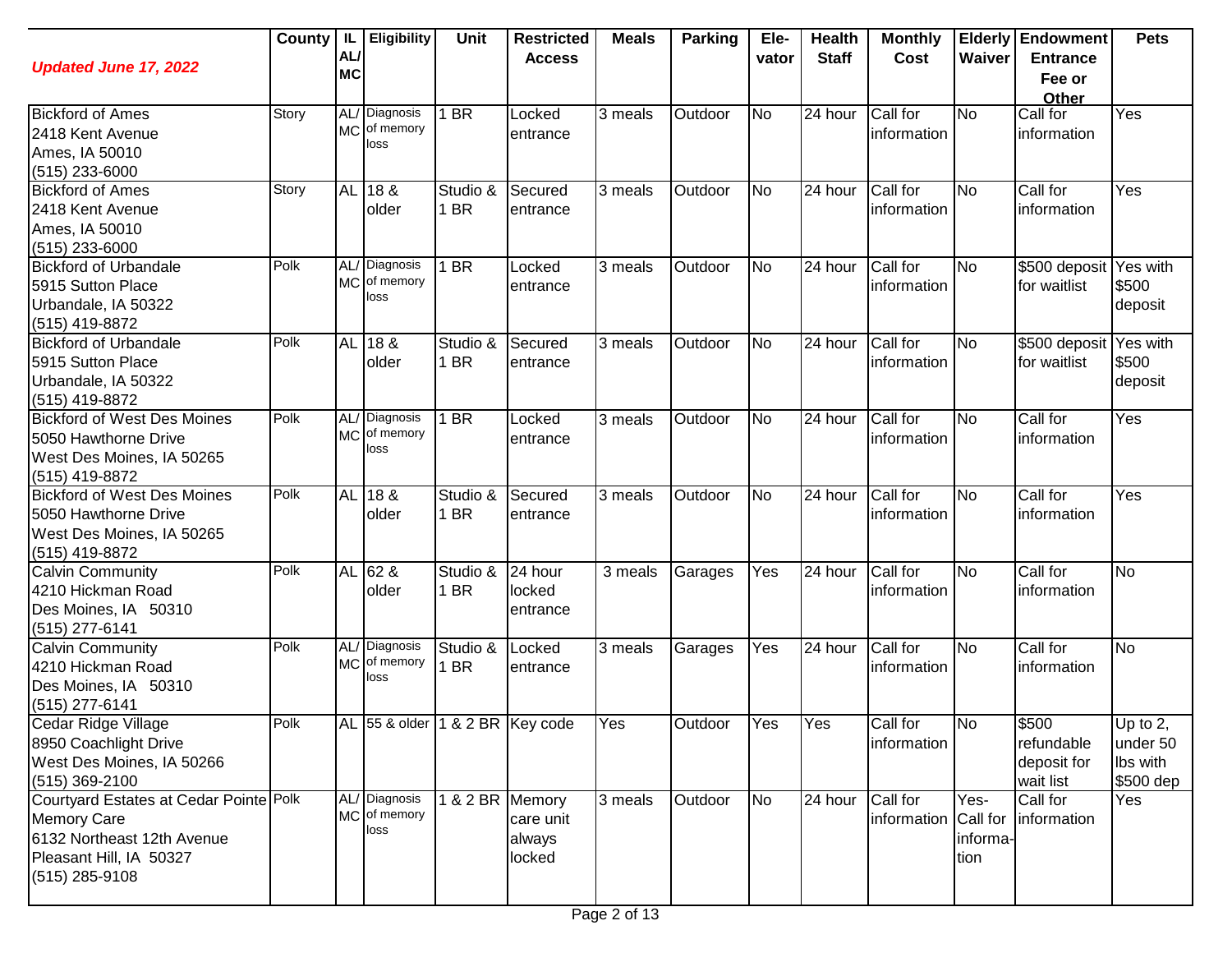| *Updated June 17, 2022* | County | IL AL/ MC | Eligibility | Unit | Restricted Access | Meals | Parking | Ele-vator | Health Staff | Monthly Cost | Elderly Waiver | Endowment Entrance Fee or Other | Pets |
|---|---|---|---|---|---|---|---|---|---|---|---|---|---|
| Bickford of Ames<br>2418 Kent Avenue<br>Ames, IA 50010<br>(515) 233-6000 | Story | AL/ MC | Diagnosis of memory loss | 1 BR | Locked entrance | 3 meals | Outdoor | No | 24 hour | Call for information | No | Call for information | Yes |
| Bickford of Ames<br>2418 Kent Avenue<br>Ames, IA 50010<br>(515) 233-6000 | Story | AL | 18 & older | Studio & 1 BR | Secured entrance | 3 meals | Outdoor | No | 24 hour | Call for information | No | Call for information | Yes |
| Bickford of Urbandale<br>5915 Sutton Place<br>Urbandale, IA 50322<br>(515) 419-8872 | Polk | AL/ MC | Diagnosis of memory loss | 1 BR | Locked entrance | 3 meals | Outdoor | No | 24 hour | Call for information | No | $500 deposit for waitlist | Yes with $500 deposit |
| Bickford of Urbandale<br>5915 Sutton Place<br>Urbandale, IA 50322<br>(515) 419-8872 | Polk | AL | 18 & older | Studio & 1 BR | Secured entrance | 3 meals | Outdoor | No | 24 hour | Call for information | No | $500 deposit for waitlist | Yes with $500 deposit |
| Bickford of West Des Moines<br>5050 Hawthorne Drive<br>West Des Moines, IA 50265<br>(515) 419-8872 | Polk | AL/ MC | Diagnosis of memory loss | 1 BR | Locked entrance | 3 meals | Outdoor | No | 24 hour | Call for information | No | Call for information | Yes |
| Bickford of West Des Moines<br>5050 Hawthorne Drive<br>West Des Moines, IA 50265<br>(515) 419-8872 | Polk | AL | 18 & older | Studio & 1 BR | Secured entrance | 3 meals | Outdoor | No | 24 hour | Call for information | No | Call for information | Yes |
| Calvin Community<br>4210 Hickman Road<br>Des Moines, IA 50310<br>(515) 277-6141 | Polk | AL | 62 & older | Studio & 1 BR | 24 hour locked entrance | 3 meals | Garages | Yes | 24 hour | Call for information | No | Call for information | No |
| Calvin Community<br>4210 Hickman Road<br>Des Moines, IA 50310<br>(515) 277-6141 | Polk | AL/ MC | Diagnosis of memory loss | Studio & 1 BR | Locked entrance | 3 meals | Garages | Yes | 24 hour | Call for information | No | Call for information | No |
| Cedar Ridge Village<br>8950 Coachlight Drive<br>West Des Moines, IA 50266<br>(515) 369-2100 | Polk | AL | 55 & older | 1 & 2 BR | Key code | Yes | Outdoor | Yes | Yes | Call for information | No | $500 refundable deposit for wait list | Up to 2, under 50 lbs with $500 dep |
| Courtyard Estates at Cedar Pointe Memory Care<br>6132 Northeast 12th Avenue<br>Pleasant Hill, IA 50327<br>(515) 285-9108 | Polk | AL/ MC | Diagnosis of memory loss | 1 & 2 BR | Memory care unit always locked | 3 meals | Outdoor | No | 24 hour | Call for information | Yes-Call for information | Call for information | Yes |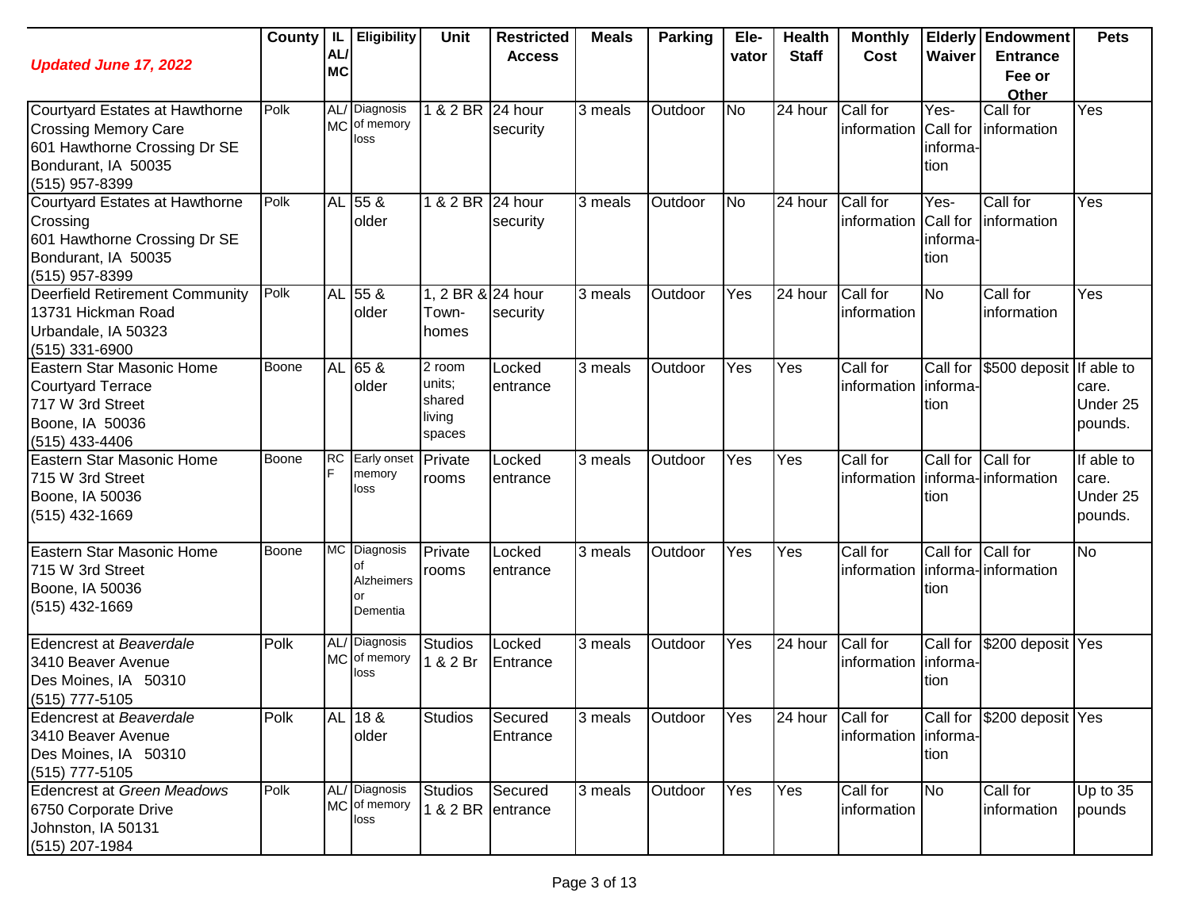| *Updated June 17, 2022* | County | IL AL/ MC | Eligibility | Unit | Restricted Access | Meals | Parking | Ele-vator | Health Staff | Monthly Cost | Elderly Waiver | Endowment Entrance Fee or Other | Pets |
|---|---|---|---|---|---|---|---|---|---|---|---|---|---|
| Courtyard Estates at Hawthorne Crossing Memory Care<br>601 Hawthorne Crossing Dr SE<br>Bondurant, IA 50035<br>(515) 957-8399 | Polk | AL/ MC | Diagnosis of memory loss | 1 & 2 BR | 24 hour security | 3 meals | Outdoor | No | 24 hour | Call for information | Yes- Call for information | Call for information | Yes |
| Courtyard Estates at Hawthorne Crossing<br>601 Hawthorne Crossing Dr SE<br>Bondurant, IA 50035<br>(515) 957-8399 | Polk | AL | 55 & older | 1 & 2 BR | 24 hour security | 3 meals | Outdoor | No | 24 hour | Call for information | Yes- Call for information | Call for information | Yes |
| Deerfield Retirement Community<br>13731 Hickman Road<br>Urbandale, IA 50323<br>(515) 331-6900 | Polk | AL | 55 & older | 1, 2 BR & Town-homes | 24 hour security | 3 meals | Outdoor | Yes | 24 hour | Call for information | No | Call for information | Yes |
| Eastern Star Masonic Home Courtyard Terrace<br>717 W 3rd Street<br>Boone, IA 50036<br>(515) 433-4406 | Boone | AL | 65 & older | 2 room units; shared living spaces | Locked entrance | 3 meals | Outdoor | Yes | Yes | Call for information | Call for information | $500 deposit | If able to care. Under 25 pounds. |
| Eastern Star Masonic Home<br>715 W 3rd Street<br>Boone, IA 50036<br>(515) 432-1669 | Boone | RCF | Early onset memory loss | Private rooms | Locked entrance | 3 meals | Outdoor | Yes | Yes | Call for information | Call for information | Call for information | If able to care. Under 25 pounds. |
| Eastern Star Masonic Home<br>715 W 3rd Street<br>Boone, IA 50036<br>(515) 432-1669 | Boone | MC | Diagnosis of Alzheimers or Dementia | Private rooms | Locked entrance | 3 meals | Outdoor | Yes | Yes | Call for information | Call for information | Call for information | No |
| Edencrest at *Beaverdale*<br>3410 Beaver Avenue<br>Des Moines, IA 50310<br>(515) 777-5105 | Polk | AL/ MC | Diagnosis of memory loss | Studios 1 & 2 Br | Locked Entrance | 3 meals | Outdoor | Yes | 24 hour | Call for information | Call for information | $200 deposit | Yes |
| Edencrest at *Beaverdale*<br>3410 Beaver Avenue<br>Des Moines, IA 50310<br>(515) 777-5105 | Polk | AL | 18 & older | Studios | Secured Entrance | 3 meals | Outdoor | Yes | 24 hour | Call for information | Call for information | $200 deposit | Yes |
| Edencrest at *Green Meadows*<br>6750 Corporate Drive<br>Johnston, IA 50131<br>(515) 207-1984 | Polk | AL/ MC | Diagnosis of memory loss | Studios 1 & 2 BR | Secured entrance | 3 meals | Outdoor | Yes | Yes | Call for information | No | Call for information | Up to 35 pounds |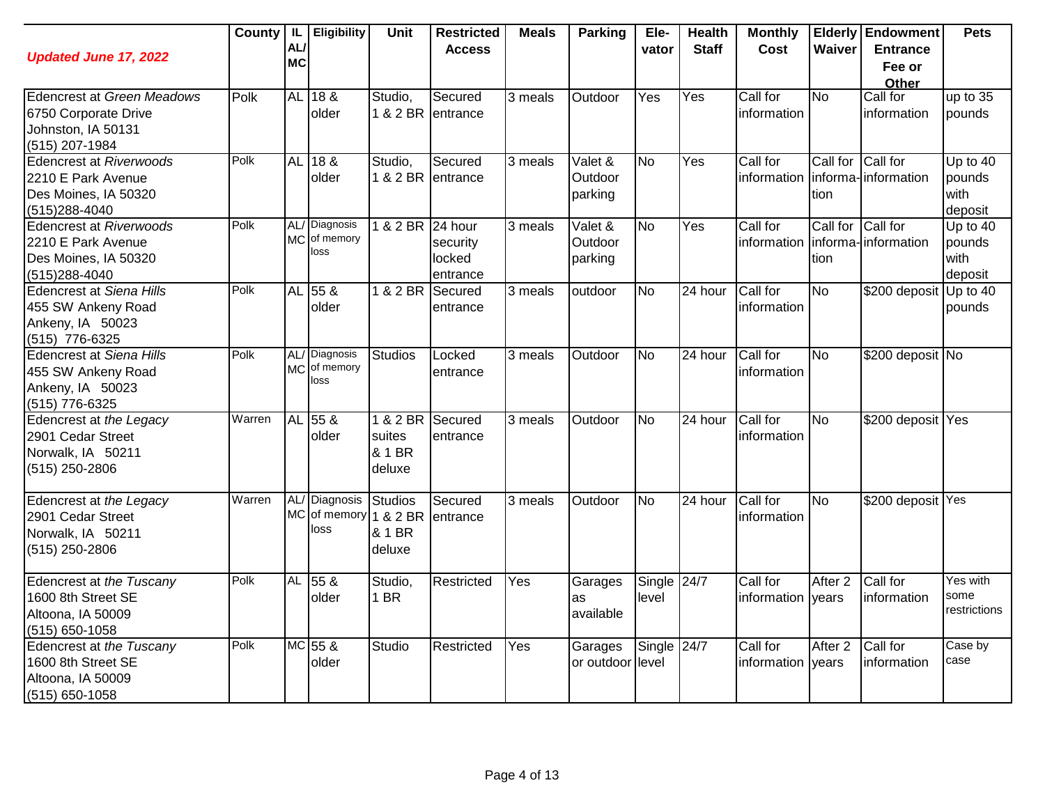| *Updated June 17, 2022* | County | IL AL/ MC | Eligibility | Unit | Restricted Access | Meals | Parking | Ele-vator | Health Staff | Monthly Cost | Elderly Waiver | Endowment Entrance Fee or Other | Pets |
|---|---|---|---|---|---|---|---|---|---|---|---|---|---|
| Edencrest at *Green Meadows* 6750 Corporate Drive Johnston, IA 50131 (515) 207-1984 | Polk | AL | 18 & older | Studio, 1 & 2 BR | Secured entrance | 3 meals | Outdoor | Yes | Yes | Call for information | No | Call for information | up to 35 pounds |
| Edencrest at *Riverwoods* 2210 E Park Avenue Des Moines, IA 50320 (515)288-4040 | Polk | AL | 18 & older | Studio, 1 & 2 BR | Secured entrance | 3 meals | Valet & Outdoor parking | No | Yes | Call for information | Call for informa-tion | Call for information | Up to 40 pounds with deposit |
| Edencrest at *Riverwoods* 2210 E Park Avenue Des Moines, IA 50320 (515)288-4040 | Polk | AL/ MC | Diagnosis of memory loss | 1 & 2 BR | 24 hour security locked entrance | 3 meals | Valet & Outdoor parking | No | Yes | Call for information | Call for informa-tion | Call for information | Up to 40 pounds with deposit |
| Edencrest at *Siena Hills* 455 SW Ankeny Road Ankeny, IA 50023 (515) 776-6325 | Polk | AL | 55 & older | 1 & 2 BR | Secured entrance | 3 meals | outdoor | No | 24 hour | Call for information | No | $200 deposit | Up to 40 pounds |
| Edencrest at *Siena Hills* 455 SW Ankeny Road Ankeny, IA 50023 (515) 776-6325 | Polk | AL/ MC | Diagnosis of memory loss | Studios | Locked entrance | 3 meals | Outdoor | No | 24 hour | Call for information | No | $200 deposit | No |
| Edencrest at *the Legacy* 2901 Cedar Street Norwalk, IA 50211 (515) 250-2806 | Warren | AL | 55 & older | 1 & 2 BR suites & 1 BR deluxe | Secured entrance | 3 meals | Outdoor | No | 24 hour | Call for information | No | $200 deposit | Yes |
| Edencrest at *the Legacy* 2901 Cedar Street Norwalk, IA 50211 (515) 250-2806 | Warren | AL/ MC | Diagnosis of memory loss | Studios 1 & 2 BR & 1 BR deluxe | Secured entrance | 3 meals | Outdoor | No | 24 hour | Call for information | No | $200 deposit | Yes |
| Edencrest at *the Tuscany* 1600 8th Street SE Altoona, IA 50009 (515) 650-1058 | Polk | AL | 55 & older | Studio, 1 BR | Restricted | Yes | Garages as available | Single level | 24/7 | Call for information | After 2 years | Call for information | Yes with some restrictions |
| Edencrest at *the Tuscany* 1600 8th Street SE Altoona, IA 50009 (515) 650-1058 | Polk | MC | 55 & older | Studio | Restricted | Yes | Garages or outdoor | Single level | 24/7 | Call for information | After 2 years | Call for information | Case by case |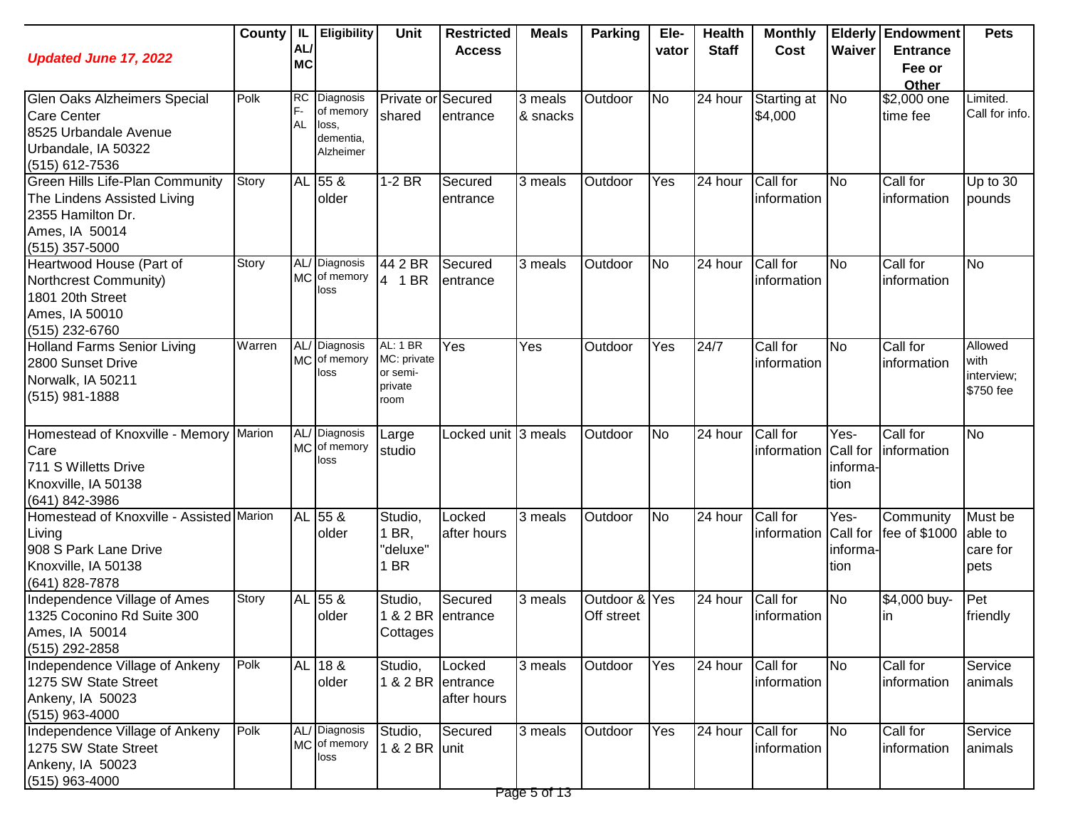| *Updated June 17, 2022* | County | IL AL/ MC | Eligibility | Unit | Restricted Access | Meals | Parking | Ele-vator | Health Staff | Monthly Cost | Elderly Waiver | Endowment Entrance Fee or Other | Pets |
|---|---|---|---|---|---|---|---|---|---|---|---|---|---|
| Glen Oaks Alzheimers Special Care Center<br>8525 Urbandale Avenue<br>Urbandale, IA 50322<br>(515) 612-7536 | Polk | RCF-AL | Diagnosis of memory loss, dementia, Alzheimer | Private or shared | Secured entrance | 3 meals & snacks | Outdoor | No | 24 hour | Starting at $4,000 | No | $2,000 one time fee | Limited. Call for info. |
| Green Hills Life-Plan Community The Lindens Assisted Living<br>2355 Hamilton Dr.<br>Ames, IA 50014<br>(515) 357-5000 | Story | AL | 55 & older | 1-2 BR | Secured entrance | 3 meals | Outdoor | Yes | 24 hour | Call for information | No | Call for information | Up to 30 pounds |
| Heartwood House (Part of Northcrest Community)<br>1801 20th Street<br>Ames, IA 50010<br>(515) 232-6760 | Story | AL/ MC | Diagnosis of memory loss | 44 2 BR<br>4 1 BR | Secured entrance | 3 meals | Outdoor | No | 24 hour | Call for information | No | Call for information | No |
| Holland Farms Senior Living<br>2800 Sunset Drive<br>Norwalk, IA 50211<br>(515) 981-1888 | Warren | AL/ MC | Diagnosis of memory loss | AL: 1 BR<br>MC: private or semi-private room | Yes | Yes | Outdoor | Yes | 24/7 | Call for information | No | Call for information | Allowed with interview; $750 fee |
| Homestead of Knoxville - Memory Care<br>711 S Willetts Drive<br>Knoxville, IA 50138<br>(641) 842-3986 | Marion | AL/ MC | Diagnosis of memory loss | Large studio | Locked unit | 3 meals | Outdoor | No | 24 hour | Call for information | Yes-Call for information | Call for information | No |
| Homestead of Knoxville - Assisted Living<br>908 S Park Lane Drive<br>Knoxville, IA 50138<br>(641) 828-7878 | Marion | AL | 55 & older | Studio, 1 BR, "deluxe" 1 BR | Locked after hours | 3 meals | Outdoor | No | 24 hour | Call for information | Yes-Call for information | Community fee of $1000 | Must be able to care for pets |
| Independence Village of Ames<br>1325 Coconino Rd Suite 300<br>Ames, IA 50014<br>(515) 292-2858 | Story | AL | 55 & older | Studio, 1 & 2 BR Cottages | Secured entrance | 3 meals | Outdoor & Off street | Yes | 24 hour | Call for information | No | $4,000 buy-in | Pet friendly |
| Independence Village of Ankeny<br>1275 SW State Street<br>Ankeny, IA 50023<br>(515) 963-4000 | Polk | AL | 18 & older | Studio, 1 & 2 BR | Locked entrance after hours | 3 meals | Outdoor | Yes | 24 hour | Call for information | No | Call for information | Service animals |
| Independence Village of Ankeny<br>1275 SW State Street<br>Ankeny, IA 50023<br>(515) 963-4000 | Polk | AL/ MC | Diagnosis of memory loss | Studio, 1 & 2 BR | Secured unit | 3 meals | Outdoor | Yes | 24 hour | Call for information | No | Call for information | Service animals |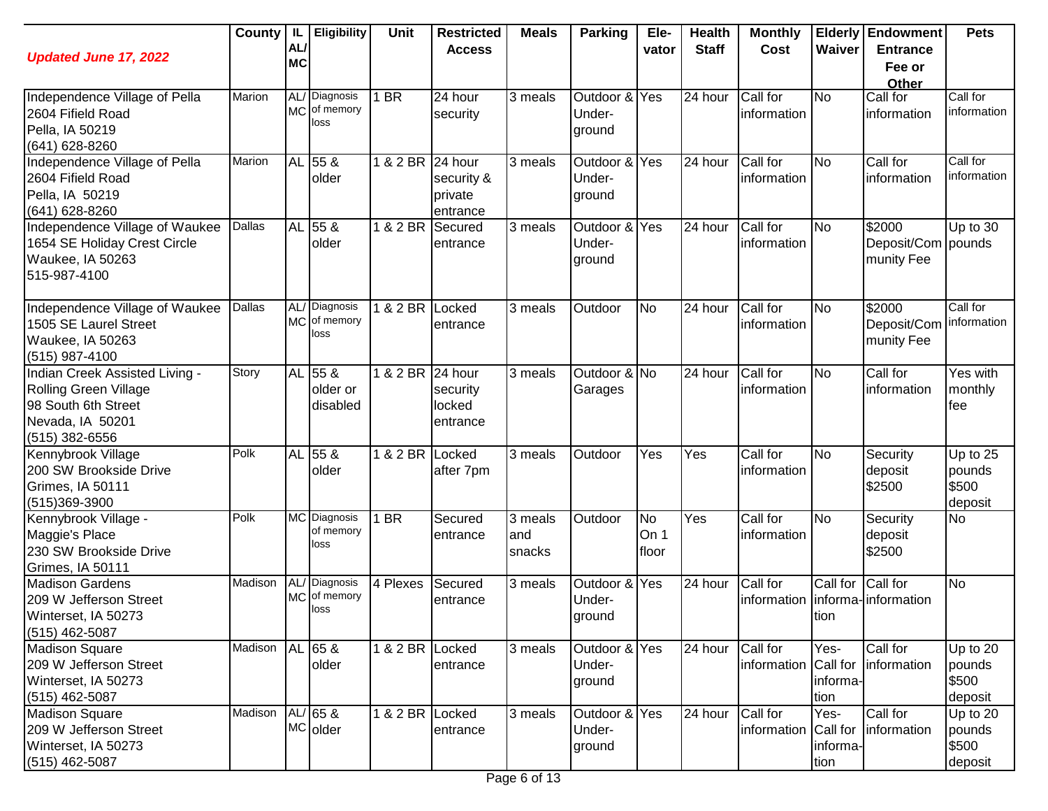| *Updated June 17, 2022* | County | IL AL/ MC | Eligibility | Unit | Restricted Access | Meals | Parking | Elevator | Health Staff | Monthly Cost | Elderly Waiver | Endowment Entrance Fee or Other | Pets |
|---|---|---|---|---|---|---|---|---|---|---|---|---|---|
| Independence Village of Pella 2604 Fifield Road Pella, IA 50219 (641) 628-8260 | Marion | AL/ MC | Diagnosis of memory loss | 1 BR | 24 hour security | 3 meals | Outdoor & Under-ground | Yes | 24 hour | Call for information | No | Call for information | Call for information |
| Independence Village of Pella 2604 Fifield Road Pella, IA 50219 (641) 628-8260 | Marion | AL | 55 & older | 1 & 2 BR | 24 hour security & private entrance | 3 meals | Outdoor & Under-ground | Yes | 24 hour | Call for information | No | Call for information | Call for information |
| Independence Village of Waukee 1654 SE Holiday Crest Circle Waukee, IA 50263 515-987-4100 | Dallas | AL | 55 & older | 1 & 2 BR | Secured entrance | 3 meals | Outdoor & Under-ground | Yes | 24 hour | Call for information | No | $2000 Deposit/Community Fee | Up to 30 pounds |
| Independence Village of Waukee 1505 SE Laurel Street Waukee, IA 50263 (515) 987-4100 | Dallas | AL/ MC | Diagnosis of memory loss | 1 & 2 BR | Locked entrance | 3 meals | Outdoor | No | 24 hour | Call for information | No | $2000 Deposit/Community Fee | Call for information |
| Indian Creek Assisted Living - Rolling Green Village 98 South 6th Street Nevada, IA 50201 (515) 382-6556 | Story | AL | 55 & older or disabled | 1 & 2 BR | 24 hour security locked entrance | 3 meals | Outdoor & Garages | No | 24 hour | Call for information | No | Call for information | Yes with monthly fee |
| Kennybrook Village 200 SW Brookside Drive Grimes, IA 50111 (515)369-3900 | Polk | AL | 55 & older | 1 & 2 BR | Locked after 7pm | 3 meals | Outdoor | Yes | Yes | Call for information | No | Security deposit $2500 | Up to 25 pounds $500 deposit |
| Kennybrook Village - Maggie's Place 230 SW Brookside Drive Grimes, IA 50111 | Polk | MC | Diagnosis of memory loss | 1 BR | Secured entrance | 3 meals and snacks | Outdoor | No On 1 floor | Yes | Call for information | No | Security deposit $2500 | No |
| Madison Gardens 209 W Jefferson Street Winterset, IA 50273 (515) 462-5087 | Madison | AL/ MC | Diagnosis of memory loss | 4 Plexes | Secured entrance | 3 meals | Outdoor & Under-ground | Yes | 24 hour | Call for information | Call for information | Call for information | No |
| Madison Square 209 W Jefferson Street Winterset, IA 50273 (515) 462-5087 | Madison | AL | 65 & older | 1 & 2 BR | Locked entrance | 3 meals | Outdoor & Under-ground | Yes | 24 hour | Call for information | Yes- Call for information | Call for information | Up to 20 pounds $500 deposit |
| Madison Square 209 W Jefferson Street Winterset, IA 50273 (515) 462-5087 | Madison | AL/ MC | 65 & older | 1 & 2 BR | Locked entrance | 3 meals | Outdoor & Under-ground | Yes | 24 hour | Call for information | Yes- Call for information | Call for information | Up to 20 pounds $500 deposit |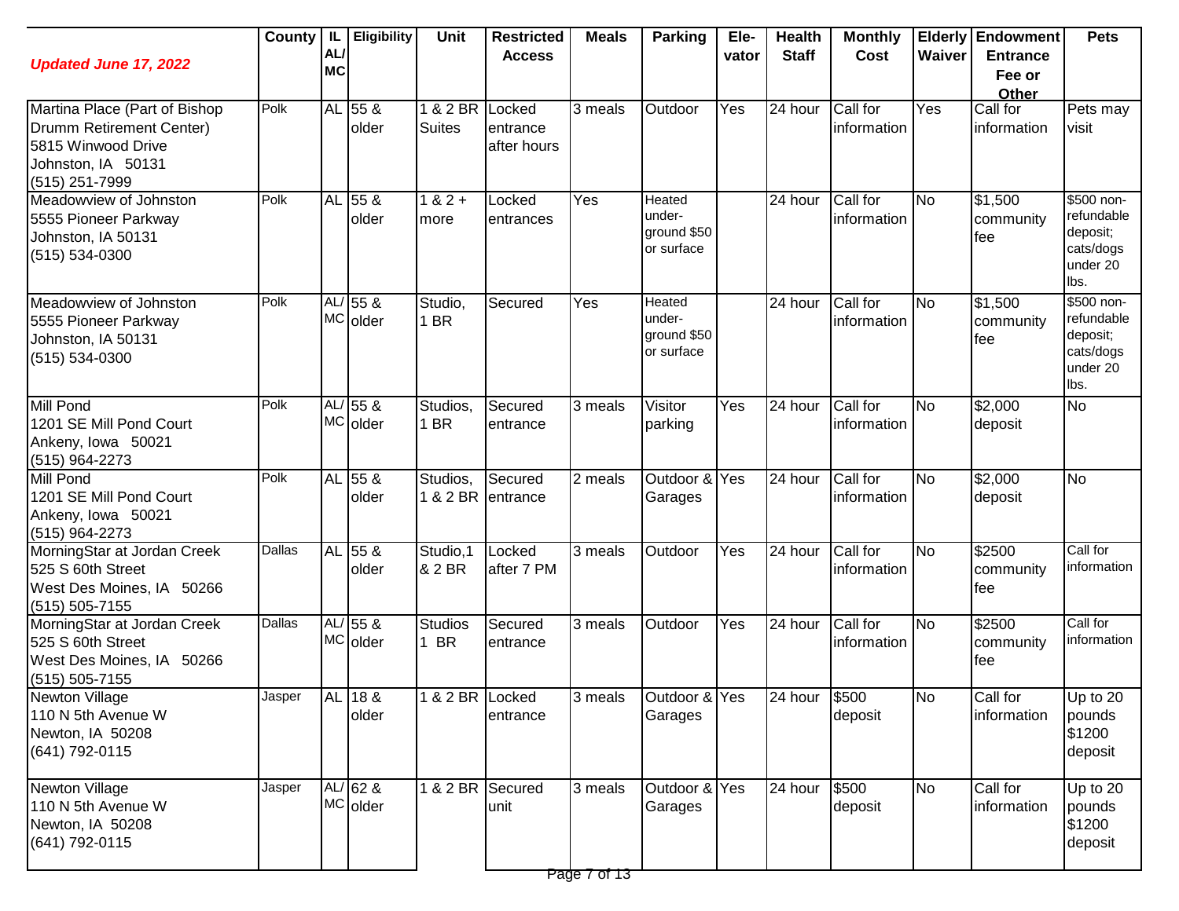| *Updated June 17, 2022* | County | IL AL/ MC | Eligibility | Unit | Restricted Access | Meals | Parking | Ele-vator | Health Staff | Monthly Cost | Elderly Waiver | Endowment Entrance Fee or Other | Pets |
|---|---|---|---|---|---|---|---|---|---|---|---|---|---|
| Martina Place (Part of Bishop Drumm Retirement Center) 5815 Winwood Drive Johnston, IA 50131 (515) 251-7999 | Polk | AL | 55 & older | 1 & 2 BR Suites | Locked entrance after hours | 3 meals | Outdoor | Yes | 24 hour | Call for information | Yes | Call for information | Pets may visit |
| Meadowview of Johnston 5555 Pioneer Parkway Johnston, IA 50131 (515) 534-0300 | Polk | AL | 55 & older | 1 & 2 + more | Locked entrances | Yes | Heated under-ground $50 or surface | | 24 hour | Call for information | No | $1,500 community fee | $500 non-refundable deposit; cats/dogs under 20 lbs. |
| Meadowview of Johnston 5555 Pioneer Parkway Johnston, IA 50131 (515) 534-0300 | Polk | AL/ MC | 55 & older | Studio, 1 BR | Secured | Yes | Heated under-ground $50 or surface | | 24 hour | Call for information | No | $1,500 community fee | $500 non-refundable deposit; cats/dogs under 20 lbs. |
| Mill Pond 1201 SE Mill Pond Court Ankeny, Iowa 50021 (515) 964-2273 | Polk | AL/ MC | 55 & older | Studios, 1 BR | Secured entrance | 3 meals | Visitor parking | Yes | 24 hour | Call for information | No | $2,000 deposit | No |
| Mill Pond 1201 SE Mill Pond Court Ankeny, Iowa 50021 (515) 964-2273 | Polk | AL | 55 & older | Studios, 1 & 2 BR | Secured entrance | 2 meals | Outdoor & Garages | Yes | 24 hour | Call for information | No | $2,000 deposit | No |
| MorningStar at Jordan Creek 525 S 60th Street West Des Moines, IA 50266 (515) 505-7155 | Dallas | AL | 55 & older | Studio,1 & 2 BR | Locked after 7 PM | 3 meals | Outdoor | Yes | 24 hour | Call for information | No | $2500 community fee | Call for information |
| MorningStar at Jordan Creek 525 S 60th Street West Des Moines, IA 50266 (515) 505-7155 | Dallas | AL/ MC | 55 & older | Studios 1 BR | Secured entrance | 3 meals | Outdoor | Yes | 24 hour | Call for information | No | $2500 community fee | Call for information |
| Newton Village 110 N 5th Avenue W Newton, IA 50208 (641) 792-0115 | Jasper | AL | 18 & older | 1 & 2 BR | Locked entrance | 3 meals | Outdoor & Garages | Yes | 24 hour | $500 deposit | No | Call for information | Up to 20 pounds $1200 deposit |
| Newton Village 110 N 5th Avenue W Newton, IA 50208 (641) 792-0115 | Jasper | AL/ MC | 62 & older | 1 & 2 BR | Secured unit | 3 meals | Outdoor & Garages | Yes | 24 hour | $500 deposit | No | Call for information | Up to 20 pounds $1200 deposit |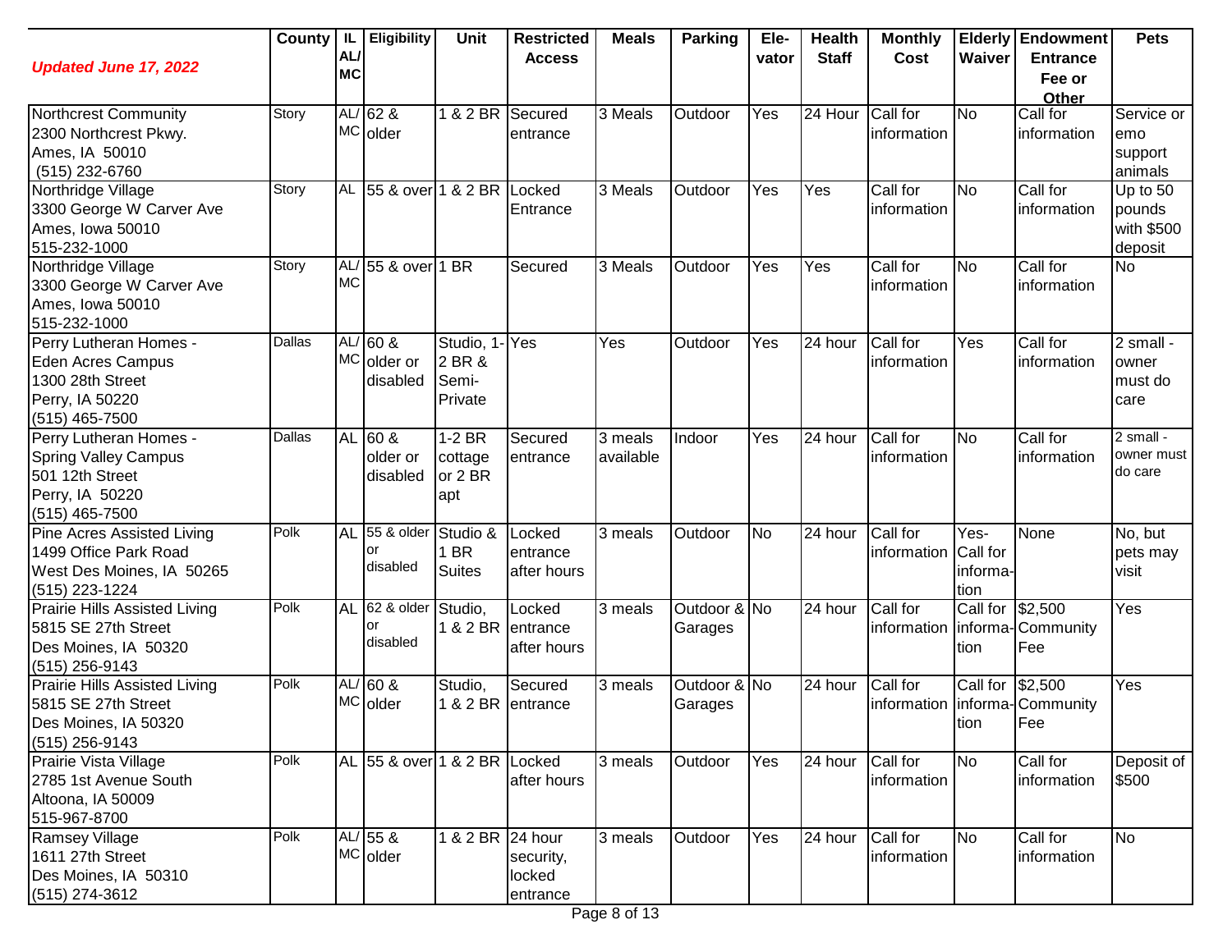| *Updated June 17, 2022* | County | IL AL/ MC | Eligibility | Unit | Restricted Access | Meals | Parking | Ele-vator | Health Staff | Monthly Cost | Elderly Waiver | Endowment Entrance Fee or Other | Pets |
|---|---|---|---|---|---|---|---|---|---|---|---|---|---|
| Northcrest Community<br>2300 Northcrest Pkwy.<br>Ames, IA 50010<br>(515) 232-6760 | Story | AL/ MC | 62 & older | 1 & 2 BR | Secured entrance | 3 Meals | Outdoor | Yes | 24 Hour | Call for information | No | Call for information | Service or emo support animals |
| Northridge Village<br>3300 George W Carver Ave<br>Ames, Iowa 50010<br>515-232-1000 | Story | AL | 55 & over | 1 & 2 BR | Locked Entrance | 3 Meals | Outdoor | Yes | Yes | Call for information | No | Call for information | Up to 50 pounds with $500 deposit |
| Northridge Village<br>3300 George W Carver Ave<br>Ames, Iowa 50010<br>515-232-1000 | Story | AL/ MC | 55 & over | 1 BR | Secured | 3 Meals | Outdoor | Yes | Yes | Call for information | No | Call for information | No |
| Perry Lutheran Homes - Eden Acres Campus<br>1300 28th Street<br>Perry, IA 50220<br>(515) 465-7500 | Dallas | AL/ MC | 60 & older or disabled | Studio, 1-2 BR & Semi-Private | Yes | Yes | Outdoor | Yes | 24 hour | Call for information | Yes | Call for information | 2 small - owner must do care |
| Perry Lutheran Homes - Spring Valley Campus<br>501 12th Street<br>Perry, IA 50220<br>(515) 465-7500 | Dallas | AL | 60 & older or disabled | 1-2 BR cottage or 2 BR apt | Secured entrance | 3 meals available | Indoor | Yes | 24 hour | Call for information | No | Call for information | 2 small - owner must do care |
| Pine Acres Assisted Living<br>1499 Office Park Road<br>West Des Moines, IA 50265<br>(515) 223-1224 | Polk | AL | 55 & older or disabled | Studio & 1 BR Suites | Locked entrance after hours | 3 meals | Outdoor | No | 24 hour | Call for information | Yes- Call for information | None | No, but pets may visit |
| Prairie Hills Assisted Living<br>5815 SE 27th Street<br>Des Moines, IA 50320<br>(515) 256-9143 | Polk | AL | 62 & older or disabled | Studio, 1 & 2 BR | Locked entrance after hours | 3 meals | Outdoor & Garages | No | 24 hour | Call for information | Call for information | $2,500 Community Fee | Yes |
| Prairie Hills Assisted Living<br>5815 SE 27th Street<br>Des Moines, IA 50320<br>(515) 256-9143 | Polk | AL/ MC | 60 & older | Studio, 1 & 2 BR | Secured entrance | 3 meals | Outdoor & Garages | No | 24 hour | Call for information | Call for information | $2,500 Community Fee | Yes |
| Prairie Vista Village<br>2785 1st Avenue South<br>Altoona, IA 50009<br>515-967-8700 | Polk | AL | 55 & over | 1 & 2 BR | Locked after hours | 3 meals | Outdoor | Yes | 24 hour | Call for information | No | Call for information | Deposit of $500 |
| Ramsey Village<br>1611 27th Street<br>Des Moines, IA 50310<br>(515) 274-3612 | Polk | AL/ MC | 55 & older | 1 & 2 BR | 24 hour security, locked entrance | 3 meals | Outdoor | Yes | 24 hour | Call for information | No | Call for information | No |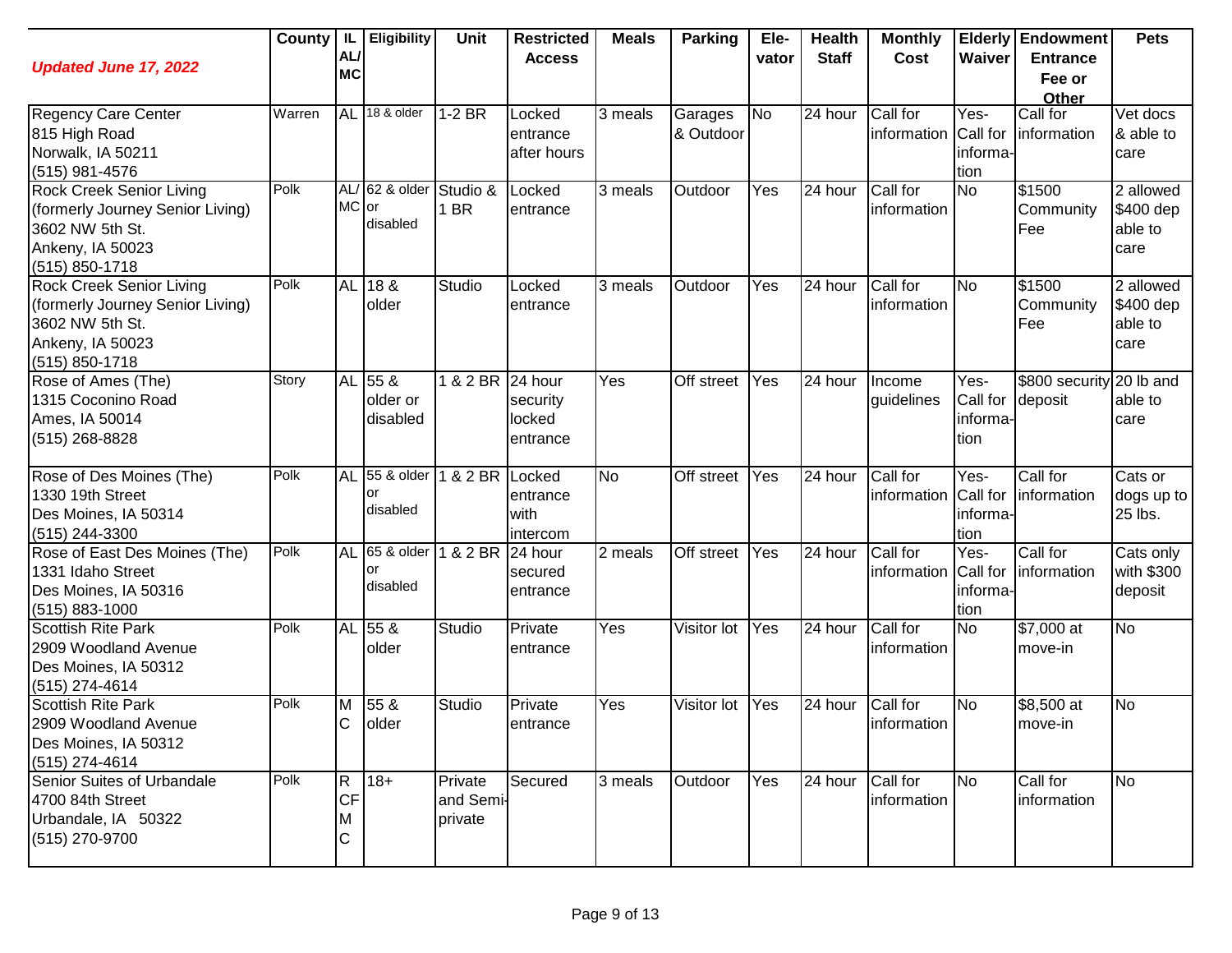| *Updated June 17, 2022* | County | IL AL/ MC | Eligibility | Unit | Restricted Access | Meals | Parking | Ele-vator | Health Staff | Monthly Cost | Elderly Waiver | Endowment Entrance Fee or Other | Pets |
|---|---|---|---|---|---|---|---|---|---|---|---|---|---|
| Regency Care Center<br>815 High Road<br>Norwalk, IA 50211<br>(515) 981-4576 | Warren | AL | 18 & older | 1-2 BR | Locked entrance after hours | 3 meals | Garages & Outdoor | No | 24 hour | Call for information | Yes- Call for information | Call for information | Vet docs & able to care |
| Rock Creek Senior Living<br>(formerly Journey Senior Living)<br>3602 NW 5th St.<br>Ankeny, IA 50023<br>(515) 850-1718 | Polk | AL/ MC | 62 & older or disabled | Studio & 1 BR | Locked entrance | 3 meals | Outdoor | Yes | 24 hour | Call for information | No | $1500 Community Fee | 2 allowed $400 dep able to care |
| Rock Creek Senior Living<br>(formerly Journey Senior Living)<br>3602 NW 5th St.<br>Ankeny, IA 50023<br>(515) 850-1718 | Polk | AL | 18 & older | Studio | Locked entrance | 3 meals | Outdoor | Yes | 24 hour | Call for information | No | $1500 Community Fee | 2 allowed $400 dep able to care |
| Rose of Ames (The)<br>1315 Coconino Road<br>Ames, IA 50014<br>(515) 268-8828 | Story | AL | 55 & older or disabled | 1 & 2 BR | 24 hour security locked entrance | Yes | Off street | Yes | 24 hour | Income guidelines | Yes- Call for information | $800 security deposit | 20 lb and able to care |
| Rose of Des Moines (The)<br>1330 19th Street<br>Des Moines, IA 50314<br>(515) 244-3300 | Polk | AL | 55 & older or disabled | 1 & 2 BR | Locked entrance with intercom | No | Off street | Yes | 24 hour | Call for information | Yes- Call for information | Call for information | Cats or dogs up to 25 lbs. |
| Rose of East Des Moines (The)<br>1331 Idaho Street<br>Des Moines, IA 50316<br>(515) 883-1000 | Polk | AL | 65 & older or disabled | 1 & 2 BR | 24 hour secured entrance | 2 meals | Off street | Yes | 24 hour | Call for information | Yes- Call for information | Call for information | Cats only with $300 deposit |
| Scottish Rite Park<br>2909 Woodland Avenue<br>Des Moines, IA 50312<br>(515) 274-4614 | Polk | AL | 55 & older | Studio | Private entrance | Yes | Visitor lot | Yes | 24 hour | Call for information | No | $7,000 at move-in | No |
| Scottish Rite Park<br>2909 Woodland Avenue<br>Des Moines, IA 50312<br>(515) 274-4614 | Polk | MC | 55 & older | Studio | Private entrance | Yes | Visitor lot | Yes | 24 hour | Call for information | No | $8,500 at move-in | No |
| Senior Suites of Urbandale<br>4700 84th Street<br>Urbandale, IA 50322<br>(515) 270-9700 | Polk | RCF MC | 18+ | Private and Semi-private | Secured | 3 meals | Outdoor | Yes | 24 hour | Call for information | No | Call for information | No |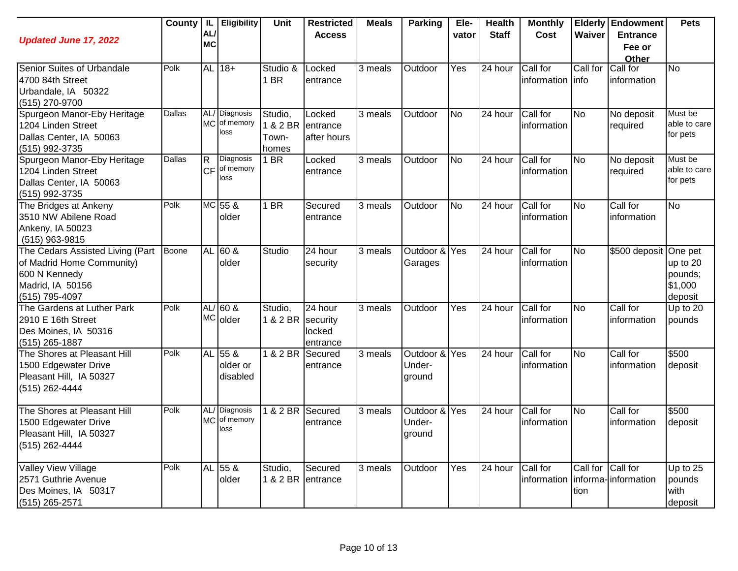| *Updated June 17, 2022* | County | IL AL/ MC | Eligibility | Unit | Restricted Access | Meals | Parking | Ele-vator | Health Staff | Monthly Cost | Elderly Waiver | Endowment Entrance Fee or Other | Pets |
|---|---|---|---|---|---|---|---|---|---|---|---|---|---|
| Senior Suites of Urbandale<br>4700 84th Street<br>Urbandale, IA 50322<br>(515) 270-9700 | Polk | AL | 18+ | Studio & 1 BR | Locked entrance | 3 meals | Outdoor | Yes | 24 hour | Call for information | Call for info | Call for information | No |
| Spurgeon Manor-Eby Heritage<br>1204 Linden Street<br>Dallas Center, IA 50063<br>(515) 992-3735 | Dallas | AL/ MC | Diagnosis of memory loss | Studio, 1 & 2 BR Town-homes | Locked entrance after hours | 3 meals | Outdoor | No | 24 hour | Call for information | No | No deposit required | Must be able to care for pets |
| Spurgeon Manor-Eby Heritage<br>1204 Linden Street<br>Dallas Center, IA 50063<br>(515) 992-3735 | Dallas | R CF | Diagnosis of memory loss | 1 BR | Locked entrance | 3 meals | Outdoor | No | 24 hour | Call for information | No | No deposit required | Must be able to care for pets |
| The Bridges at Ankeny<br>3510 NW Abilene Road<br>Ankeny, IA 50023<br>(515) 963-9815 | Polk | MC | 55 & older | 1 BR | Secured entrance | 3 meals | Outdoor | No | 24 hour | Call for information | No | Call for information | No |
| The Cedars Assisted Living (Part of Madrid Home Community)<br>600 N Kennedy<br>Madrid, IA 50156<br>(515) 795-4097 | Boone | AL | 60 & older | Studio | 24 hour security | 3 meals | Outdoor & Garages | Yes | 24 hour | Call for information | No | $500 deposit | One pet up to 20 pounds; $1,000 deposit |
| The Gardens at Luther Park<br>2910 E 16th Street<br>Des Moines, IA 50316<br>(515) 265-1887 | Polk | AL/ MC | 60 & older | Studio, 1 & 2 BR | 24 hour security locked entrance | 3 meals | Outdoor | Yes | 24 hour | Call for information | No | Call for information | Up to 20 pounds |
| The Shores at Pleasant Hill<br>1500 Edgewater Drive<br>Pleasant Hill, IA 50327<br>(515) 262-4444 | Polk | AL | 55 & older or disabled | 1 & 2 BR | Secured entrance | 3 meals | Outdoor & Under-ground | Yes | 24 hour | Call for information | No | Call for information | $500 deposit |
| The Shores at Pleasant Hill<br>1500 Edgewater Drive<br>Pleasant Hill, IA 50327<br>(515) 262-4444 | Polk | AL/ MC | Diagnosis of memory loss | 1 & 2 BR | Secured entrance | 3 meals | Outdoor & Under-ground | Yes | 24 hour | Call for information | No | Call for information | $500 deposit |
| Valley View Village<br>2571 Guthrie Avenue<br>Des Moines, IA 50317<br>(515) 265-2571 | Polk | AL | 55 & older | Studio, 1 & 2 BR | Secured entrance | 3 meals | Outdoor | Yes | 24 hour | Call for information | Call for informa-tion | Call for information | Up to 25 pounds with deposit |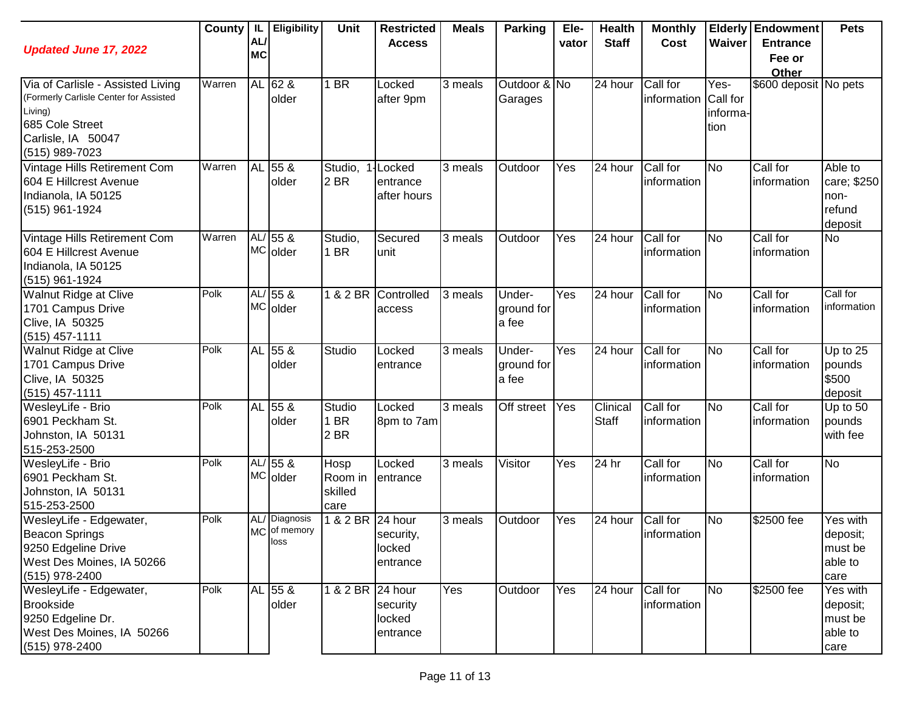| *Updated June 17, 2022* | County | IL AL/ MC | Eligibility | Unit | Restricted Access | Meals | Parking | Ele-vator | Health Staff | Monthly Cost | Elderly Waiver | Endowment Entrance Fee or Other | Pets |
|---|---|---|---|---|---|---|---|---|---|---|---|---|---|
| Via of Carlisle - Assisted Living (Formerly Carlisle Center for Assisted Living) 685 Cole Street Carlisle, IA 50047 (515) 989-7023 | Warren | AL | 62 & older | 1 BR | Locked after 9pm | 3 meals | Outdoor & Garages | No | 24 hour | Call for information | Yes- Call for information | $600 deposit | No pets |
| Vintage Hills Retirement Com 604 E Hillcrest Avenue Indianola, IA 50125 (515) 961-1924 | Warren | AL | 55 & older | Studio, 1-2 BR | Locked entrance after hours | 3 meals | Outdoor | Yes | 24 hour | Call for information | No | Call for information | Able to care; $250 non-refund deposit |
| Vintage Hills Retirement Com 604 E Hillcrest Avenue Indianola, IA 50125 (515) 961-1924 | Warren | AL/ MC | 55 & older | Studio, 1 BR | Secured unit | 3 meals | Outdoor | Yes | 24 hour | Call for information | No | Call for information | No |
| Walnut Ridge at Clive 1701 Campus Drive Clive, IA 50325 (515) 457-1111 | Polk | AL/ MC | 55 & older | 1 & 2 BR | Controlled access | 3 meals | Under-ground for a fee | Yes | 24 hour | Call for information | No | Call for information | Call for information |
| Walnut Ridge at Clive 1701 Campus Drive Clive, IA 50325 (515) 457-1111 | Polk | AL | 55 & older | Studio | Locked entrance | 3 meals | Under-ground for a fee | Yes | 24 hour | Call for information | No | Call for information | Up to 25 pounds $500 deposit |
| WesleyLife - Brio 6901 Peckham St. Johnston, IA 50131 515-253-2500 | Polk | AL | 55 & older | Studio 1 BR 2 BR | Locked 8pm to 7am | 3 meals | Off street | Yes | Clinical Staff | Call for information | No | Call for information | Up to 50 pounds with fee |
| WesleyLife - Brio 6901 Peckham St. Johnston, IA 50131 515-253-2500 | Polk | AL/ MC | 55 & older | Hosp Room in skilled care | Locked entrance | 3 meals | Visitor | Yes | 24 hr | Call for information | No | Call for information | No |
| WesleyLife - Edgewater, Beacon Springs 9250 Edgeline Drive West Des Moines, IA 50266 (515) 978-2400 | Polk | AL/ MC | Diagnosis of memory loss | 1 & 2 BR | 24 hour security, locked entrance | 3 meals | Outdoor | Yes | 24 hour | Call for information | No | $2500 fee | Yes with deposit; must be able to care |
| WesleyLife - Edgewater, Brookside 9250 Edgeline Dr. West Des Moines, IA 50266 (515) 978-2400 | Polk | AL | 55 & older | 1 & 2 BR | 24 hour security locked entrance | Yes | Outdoor | Yes | 24 hour | Call for information | No | $2500 fee | Yes with deposit; must be able to care |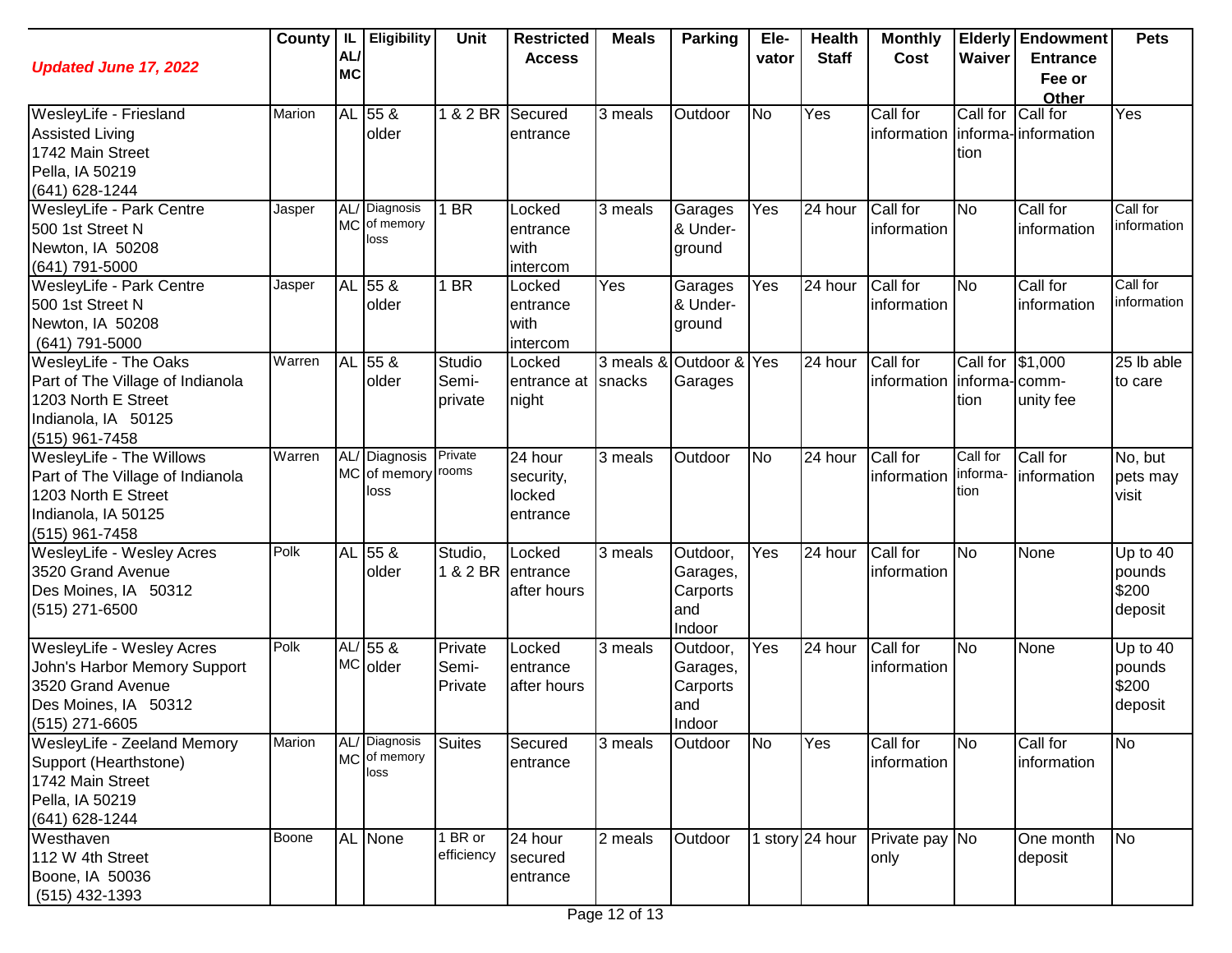| *Updated June 17, 2022* | County | IL AL/ MC | Eligibility | Unit | Restricted Access | Meals | Parking | Ele-vator | Health Staff | Monthly Cost | Elderly Waiver | Endowment Entrance Fee or Other | Pets |
|---|---|---|---|---|---|---|---|---|---|---|---|---|---|
| WesleyLife - Friesland Assisted Living<br>1742 Main Street<br>Pella, IA 50219<br>(641) 628-1244 | Marion | AL | 55 & older | 1 & 2 BR | Secured entrance | 3 meals | Outdoor | No | Yes | Call for information | Call for information | Call for information | Yes |
| WesleyLife - Park Centre<br>500 1st Street N<br>Newton, IA 50208<br>(641) 791-5000 | Jasper | AL/ MC | Diagnosis of memory loss | 1 BR | Locked entrance with intercom | 3 meals | Garages & Under-ground | Yes | 24 hour | Call for information | No | Call for information | Call for information |
| WesleyLife - Park Centre<br>500 1st Street N<br>Newton, IA 50208<br>(641) 791-5000 | Jasper | AL | 55 & older | 1 BR | Locked entrance with intercom | Yes | Garages & Under-ground | Yes | 24 hour | Call for information | No | Call for information | Call for information |
| WesleyLife - The Oaks<br>Part of The Village of Indianola<br>1203 North E Street<br>Indianola, IA 50125<br>(515) 961-7458 | Warren | AL | 55 & older | Studio Semi-private | Locked entrance at night | 3 meals & snacks | Outdoor & Garages | Yes | 24 hour | Call for information | Call for information | $1,000 community fee | 25 lb able to care |
| WesleyLife - The Willows<br>Part of The Village of Indianola<br>1203 North E Street<br>Indianola, IA 50125<br>(515) 961-7458 | Warren | AL/ MC | Diagnosis of memory loss | Private rooms | 24 hour security, locked entrance | 3 meals | Outdoor | No | 24 hour | Call for information | Call for information | Call for information | No, but pets may visit |
| WesleyLife - Wesley Acres<br>3520 Grand Avenue<br>Des Moines, IA 50312<br>(515) 271-6500 | Polk | AL | 55 & older | Studio, 1 & 2 BR | Locked entrance after hours | 3 meals | Outdoor, Garages, Carports and Indoor | Yes | 24 hour | Call for information | No | None | Up to 40 pounds $200 deposit |
| WesleyLife - Wesley Acres<br>John's Harbor Memory Support<br>3520 Grand Avenue<br>Des Moines, IA 50312<br>(515) 271-6605 | Polk | AL/ MC | 55 & older | Private Semi-Private | Locked entrance after hours | 3 meals | Outdoor, Garages, Carports and Indoor | Yes | 24 hour | Call for information | No | None | Up to 40 pounds $200 deposit |
| WesleyLife - Zeeland Memory Support (Hearthstone)<br>1742 Main Street<br>Pella, IA 50219<br>(641) 628-1244 | Marion | AL/ MC | Diagnosis of memory loss | Suites | Secured entrance | 3 meals | Outdoor | No | Yes | Call for information | No | Call for information | No |
| Westhaven<br>112 W 4th Street<br>Boone, IA 50036<br>(515) 432-1393 | Boone | AL | None | 1 BR or efficiency | 24 hour secured entrance | 2 meals | Outdoor | 1 story | 24 hour | Private pay only | No | One month deposit | No |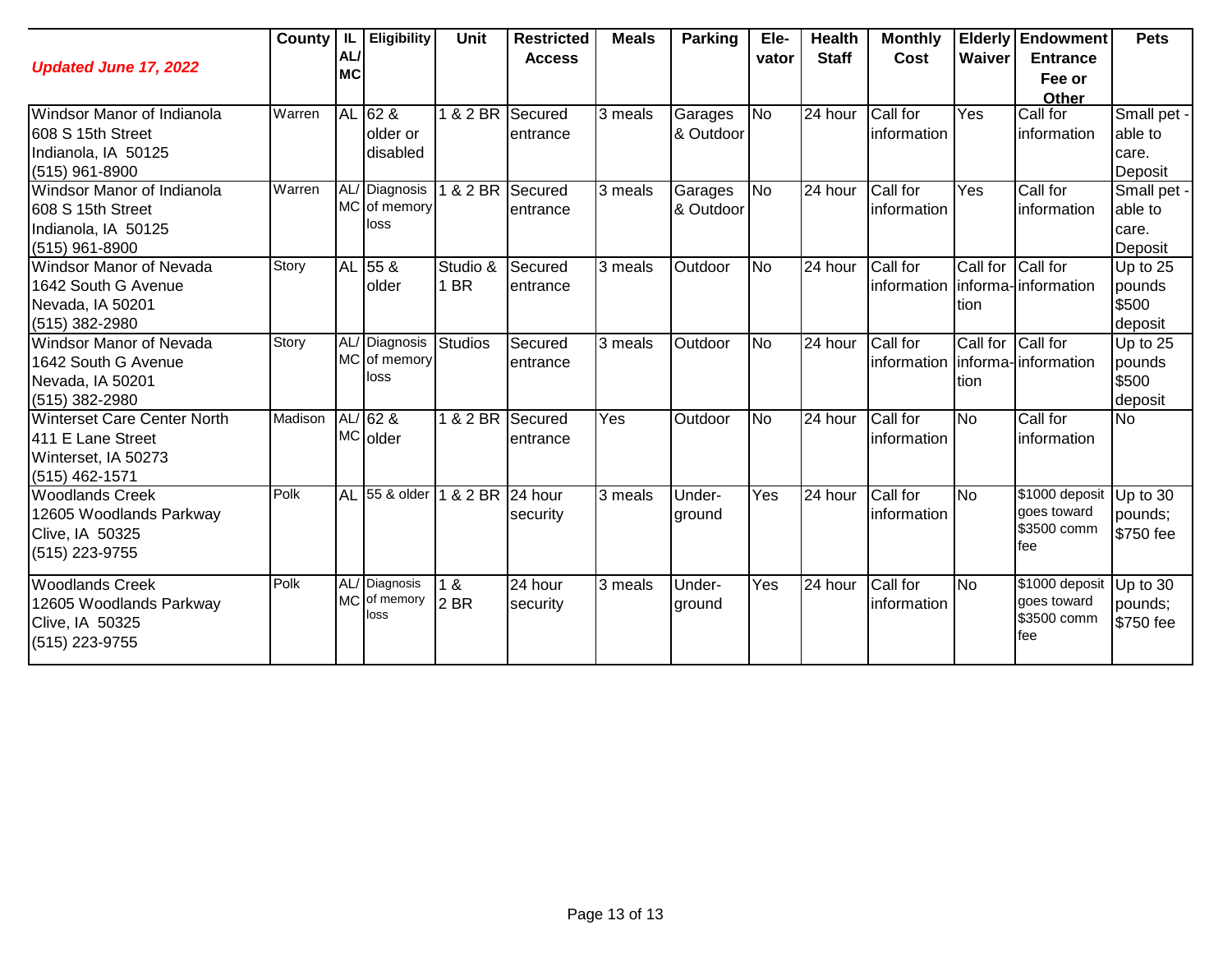| *Updated June 17, 2022* | County | IL AL/ MC | Eligibility | Unit | Restricted Access | Meals | Parking | Ele-vator | Health Staff | Monthly Cost | Elderly Waiver | Endowment Entrance Fee or Other | Pets |
|---|---|---|---|---|---|---|---|---|---|---|---|---|---|
| Windsor Manor of Indianola<br>608 S 15th Street<br>Indianola, IA 50125<br>(515) 961-8900 | Warren | AL | 62 & older or disabled | 1 & 2 BR | Secured entrance | 3 meals | Garages & Outdoor | No | 24 hour | Call for information | Yes | Call for information | Small pet - able to care. Deposit |
| Windsor Manor of Indianola<br>608 S 15th Street<br>Indianola, IA 50125<br>(515) 961-8900 | Warren | AL/ MC | Diagnosis of memory loss | 1 & 2 BR | Secured entrance | 3 meals | Garages & Outdoor | No | 24 hour | Call for information | Yes | Call for information | Small pet - able to care. Deposit |
| Windsor Manor of Nevada<br>1642 South G Avenue<br>Nevada, IA 50201<br>(515) 382-2980 | Story | AL | 55 & older | Studio & 1 BR | Secured entrance | 3 meals | Outdoor | No | 24 hour | Call for information | Call for informa-tion | Call for information | Up to 25 pounds $500 deposit |
| Windsor Manor of Nevada<br>1642 South G Avenue<br>Nevada, IA 50201<br>(515) 382-2980 | Story | AL/ MC | Diagnosis of memory loss | Studios | Secured entrance | 3 meals | Outdoor | No | 24 hour | Call for information | Call for informa-tion | Call for information | Up to 25 pounds $500 deposit |
| Winterset Care Center North<br>411 E Lane Street<br>Winterset, IA 50273<br>(515) 462-1571 | Madison | AL/ MC | 62 & older | 1 & 2 BR | Secured entrance | Yes | Outdoor | No | 24 hour | Call for information | No | Call for information | No |
| Woodlands Creek<br>12605 Woodlands Parkway<br>Clive, IA 50325<br>(515) 223-9755 | Polk | AL | 55 & older | 1 & 2 BR | 24 hour security | 3 meals | Under-ground | Yes | 24 hour | Call for information | No | $1000 deposit goes toward $3500 comm fee | Up to 30 pounds; $750 fee |
| Woodlands Creek<br>12605 Woodlands Parkway<br>Clive, IA 50325<br>(515) 223-9755 | Polk | AL/ MC | Diagnosis of memory loss | 1 & 2 BR | 24 hour security | 3 meals | Under-ground | Yes | 24 hour | Call for information | No | $1000 deposit goes toward $3500 comm fee | Up to 30 pounds; $750 fee |